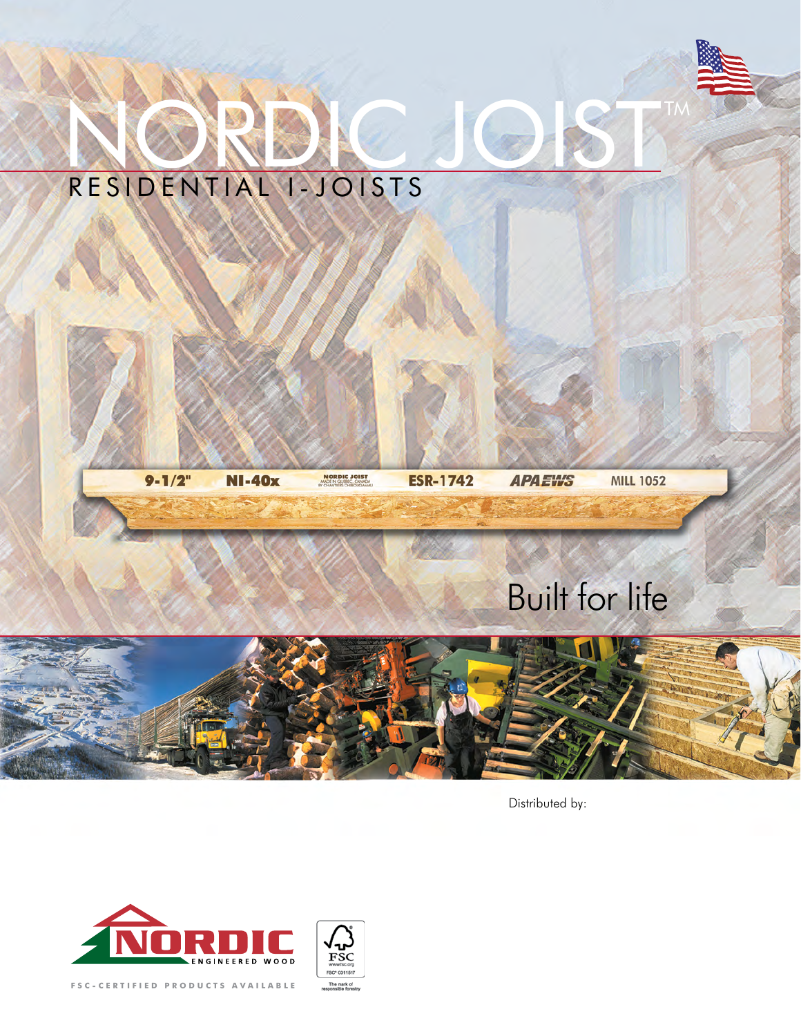# NORDIC JOIST™

## RESIDENTIAL I-JOISTS

9-1/2" NI-40x NORDIC JOIST MADE IN QUEBEC, CANADA BY CHANTIERS CHIBOUGAMAU ESR-1742 APA EWS MILL 1052

Built for life

Distributed by:

NORDIC ENGINEERED WOOD

FSC-CERTIFIED PRODUCTS AVAILABLE

FSC www.fsc.org FSC® C011517 The mark of responsible forestry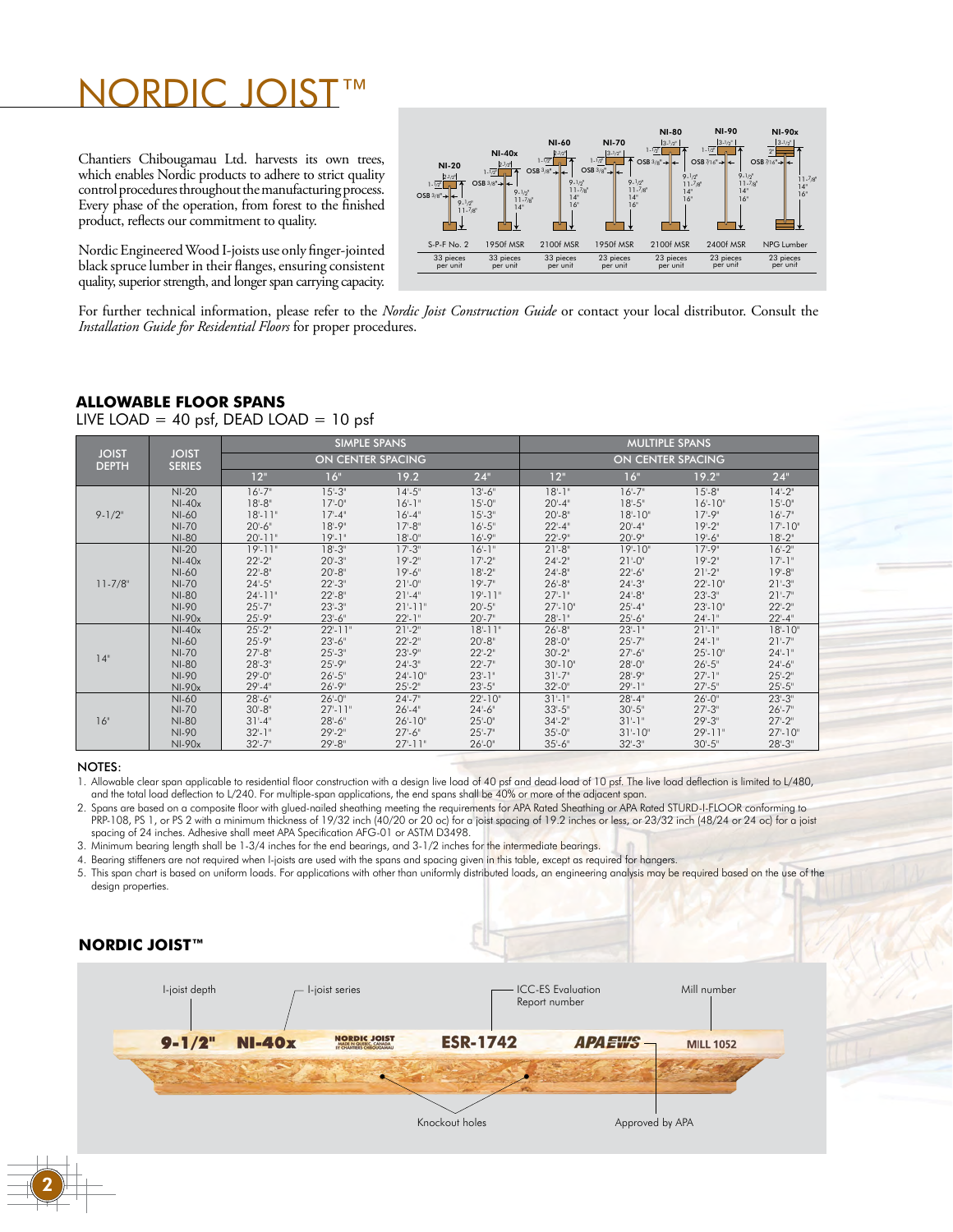# NORDIC JOIST™

Chantiers Chibougamau Ltd. harvests its own trees, which enables Nordic products to adhere to strict quality control procedures throughout the manufacturing process. Every phase of the operation, from forest to the finished product, reflects our commitment to quality.

Nordic Engineered Wood I-joists use only finger-jointed black spruce lumber in their flanges, ensuring consistent quality, superior strength, and longer span carrying capacity.

| NI-20 | NI-40x | NI-60 | NI-70 | NI-80 | NI-90 | NI-90x |
|---|---|---|---|---|---|---|
| S-P-F No. 2 | 1950f MSR | 2100f MSR | 1950f MSR | 2100f MSR | 2400f MSR | NPG Lumber |
| 33 pieces per unit | 33 pieces per unit | 33 pieces per unit | 23 pieces per unit | 23 pieces per unit | 23 pieces per unit | 23 pieces per unit |

For further technical information, please refer to the *Nordic Joist Construction Guide* or contact your local distributor. Consult the *Installation Guide for Residential Floors* for proper procedures.

## ALLOWABLE FLOOR SPANS

LIVE LOAD = 40 psf, DEAD LOAD = 10 psf

| JOIST DEPTH | JOIST SERIES | SIMPLE SPANS ON CENTER SPACING 12" | 16" | 19.2 | 24" | MULTIPLE SPANS ON CENTER SPACING 12" | 16" | 19.2" | 24" |
|---|---|---|---|---|---|---|---|---|---|
| 9-1/2" | NI-20 | 16'-7" | 15'-3" | 14'-5" | 13'-6" | 18'-1" | 16'-7" | 15'-8" | 14'-2" |
| | NI-40x | 18'-8" | 17'-0" | 16'-1" | 15'-0" | 20'-4" | 18'-5" | 16'-10" | 15'-0" |
| | NI-60 | 18'-11" | 17'-4" | 16'-4" | 15'-3" | 20'-8" | 18'-10" | 17'-9" | 16'-7" |
| | NI-70 | 20'-6" | 18'-9" | 17'-8" | 16'-5" | 22'-4" | 20'-4" | 19'-2" | 17'-10" |
| | NI-80 | 20'-11" | 19'-1" | 18'-0" | 16'-9" | 22'-9" | 20'-9" | 19'-6" | 18'-2" |
| 11-7/8" | NI-20 | 19'-11" | 18'-3" | 17'-3" | 16'-1" | 21'-8" | 19'-10" | 17'-9" | 16'-2" |
| | NI-40x | 22'-2" | 20'-3" | 19'-2" | 17'-2" | 24'-2" | 21'-0" | 19'-2" | 17'-1" |
| | NI-60 | 22'-8" | 20'-8" | 19'-6" | 18'-2" | 24'-8" | 22'-6" | 21'-2" | 19'-8" |
| | NI-70 | 24'-5" | 22'-3" | 21'-0" | 19'-7" | 26'-8" | 24'-3" | 22'-10" | 21'-3" |
| | NI-80 | 24'-11" | 22'-8" | 21'-4" | 19'-11" | 27'-1" | 24'-8" | 23'-3" | 21'-7" |
| | NI-90 | 25'-7" | 23'-3" | 21'-11" | 20'-5" | 27'-10" | 25'-4" | 23'-10" | 22'-2" |
| | NI-90x | 25'-9" | 23'-6" | 22'-1" | 20'-7" | 28'-1" | 25'-6" | 24'-1" | 22'-4" |
| 14" | NI-40x | 25'-2" | 22'-11" | 21'-2" | 18'-11" | 26'-8" | 23'-1" | 21'-1" | 18'-10" |
| | NI-60 | 25'-9" | 23'-6" | 22'-2" | 20'-8" | 28'-0" | 25'-7" | 24'-1" | 21'-7" |
| | NI-70 | 27'-8" | 25'-3" | 23'-9" | 22'-2" | 30'-2" | 27'-6" | 25'-10" | 24'-1" |
| | NI-80 | 28'-3" | 25'-9" | 24'-3" | 22'-7" | 30'-10" | 28'-0" | 26'-5" | 24'-6" |
| | NI-90 | 29'-0" | 26'-5" | 24'-10" | 23'-1" | 31'-7" | 28'-9" | 27'-1" | 25'-2" |
| | NI-90x | 29'-4" | 26'-9" | 25'-2" | 23'-5" | 32'-0" | 29'-1" | 27'-5" | 25'-5" |
| 16" | NI-60 | 28'-6" | 26'-0" | 24'-7" | 22'-10" | 31'-1" | 28'-4" | 26'-0" | 23'-3" |
| | NI-70 | 30'-8" | 27'-11" | 26'-4" | 24'-6" | 33'-5" | 30'-5" | 27'-3" | 26'-7" |
| | NI-80 | 31'-4" | 28'-6" | 26'-10" | 25'-0" | 34'-2" | 31'-1" | 29'-3" | 27'-2" |
| | NI-90 | 32'-1" | 29'-2" | 27'-6" | 25'-7" | 35'-0" | 31'-10" | 29'-11" | 27'-10" |
| | NI-90x | 32'-7" | 29'-8" | 27'-11" | 26'-0" | 35'-6" | 32'-3" | 30'-5" | 28'-3" |

NOTES:

1. Allowable clear span applicable to residential floor construction with a design live load of 40 psf and dead load of 10 psf. The live load deflection is limited to L/480, and the total load deflection to L/240. For multiple-span applications, the end spans shall be 40% or more of the adjacent span.
2. Spans are based on a composite floor with glued-nailed sheathing meeting the requirements for APA Rated Sheathing or APA Rated STURD-I-FLOOR conforming to PRP-108, PS 1, or PS 2 with a minimum thickness of 19/32 inch (40/20 or 20 oc) for a joist spacing of 19.2 inches or less, or 23/32 inch (48/24 or 24 oc) for a joist spacing of 24 inches. Adhesive shall meet APA Specification AFG-01 or ASTM D3498.
3. Minimum bearing length shall be 1-3/4 inches for the end bearings, and 3-1/2 inches for the intermediate bearings.
4. Bearing stiffeners are not required when I-joists are used with the spans and spacing given in this table, except as required for hangers.
5. This span chart is based on uniform loads. For applications with other than uniformly distributed loads, an engineering analysis may be required based on the use of the design properties.

## NORDIC JOIST™

I-joist depth: 9-1/2" — I-joist series: NI-40x — NORDIC JOIST MADE IN QUEBEC, CANADA BY CHANTIERS CHIBOUGAMAU — ICC-ES Evaluation Report number: ESR-1742 — Approved by APA: APA EWS — Mill number: MILL 1052 — Knockout holes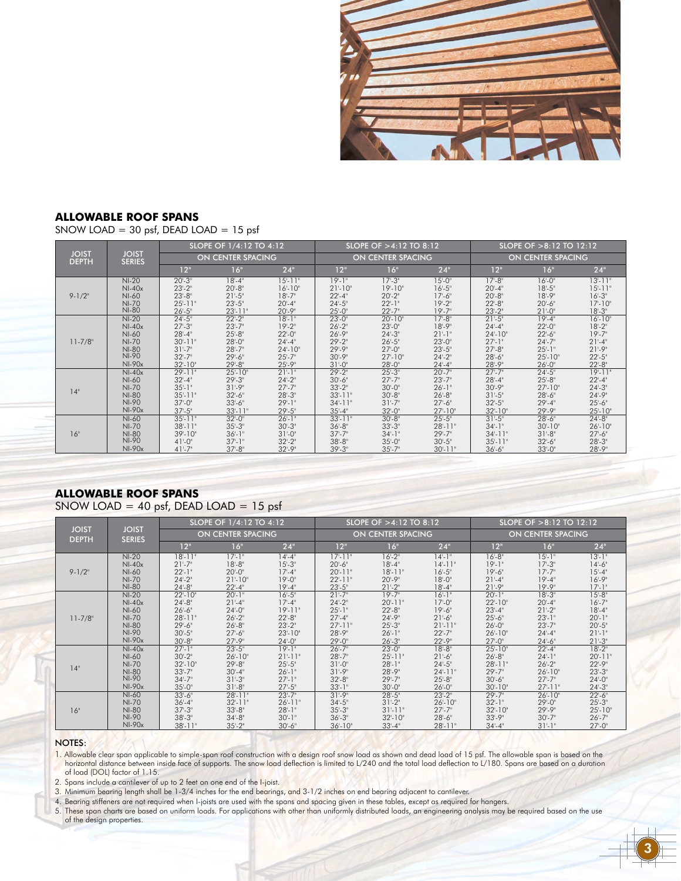## ALLOWABLE ROOF SPANS

SNOW LOAD = 30 psf, DEAD LOAD = 15 psf

| JOIST DEPTH | JOIST SERIES | SLOPE OF 1/4:12 TO 4:12 | | | SLOPE OF >4:12 TO 8:12 | | | SLOPE OF >8:12 TO 12:12 | | |
|---|---|---|---|---|---|---|---|---|---|---|
| | | ON CENTER SPACING | | | ON CENTER SPACING | | | ON CENTER SPACING | | |
| | | 12" | 16" | 24" | 12" | 16" | 24" | 12" | 16" | 24" |
| 9-1/2" | NI-20 | 20'-3" | 18'-4" | 15'-11" | 19'-1" | 17'-3" | 15'-0" | 17'-8" | 16'-0" | 13'-11" |
| | NI-40x | 23'-2" | 20'-8" | 16'-10" | 21'-10" | 19'-10" | 16'-5" | 20'-4" | 18'-5" | 15'-11" |
| | NI-60 | 23'-8" | 21'-5" | 18'-7" | 22'-4" | 20'-2" | 17'-6" | 20'-8" | 18'-9" | 16'-3" |
| | NI-70 | 25'-11" | 23'-5" | 20'-4" | 24'-5" | 22'-1" | 19'-2" | 22'-8" | 20'-6" | 17'-10" |
| | NI-80 | 26'-5" | 23'-11" | 20'-9" | 25'-0" | 22'-7" | 19'-7" | 23'-2" | 21'-0" | 18'-3" |
| 11-7/8" | NI-20 | 24'-5" | 22'-2" | 18'-1" | 23'-0" | 20'-10" | 17'-8" | 21'-5" | 19'-4" | 16'-10" |
| | NI-40x | 27'-3" | 23'-7" | 19'-2" | 26'-2" | 23'-0" | 18'-9" | 24'-4" | 22'-0" | 18'-2" |
| | NI-60 | 28'-4" | 25'-8" | 22'-0" | 26'-9" | 24'-3" | 21'-1" | 24'-10" | 22'-6" | 19'-7" |
| | NI-70 | 30'-11" | 28'-0" | 24'-4" | 29'-2" | 26'-5" | 23'-0" | 27'-1" | 24'-7" | 21'-4" |
| | NI-80 | 31'-7" | 28'-7" | 24'-10" | 29'-9" | 27'-0" | 23'-5" | 27'-8" | 25'-1" | 21'-9" |
| | NI-90 | 32'-7" | 29'-6" | 25'-7" | 30'-9" | 27'-10" | 24'-2" | 28'-6" | 25'-10" | 22'-5" |
| | NI-90x | 32'-10" | 29'-8" | 25'-9" | 31'-0" | 28'-0" | 24'-4" | 28'-9" | 26'-0" | 22'-8" |
| 14" | NI-40x | 29'-11" | 25'-10" | 21'-1" | 29'-2" | 25'-3" | 20'-7" | 27'-7" | 24'-5" | 19'-11" |
| | NI-60 | 32'-4" | 29'-3" | 24'-2" | 30'-6" | 27'-7" | 23'-7" | 28'-4" | 25'-8" | 22'-4" |
| | NI-70 | 35'-1" | 31'-9" | 27'-7" | 33'-2" | 30'-0" | 26'-1" | 30'-9" | 27'-10" | 24'-3" |
| | NI-80 | 35'-11" | 32'-6" | 28'-3" | 33'-11" | 30'-8" | 26'-8" | 31'-5" | 28'-6" | 24'-9" |
| | NI-90 | 37'-0" | 33'-6" | 29'-1" | 34'-11" | 31'-7" | 27'-6" | 32'-5" | 29'-4" | 25'-6" |
| | NI-90x | 37'-5" | 33'-11" | 29'-5" | 35'-4" | 32'-0" | 27'-10" | 32'-10" | 29'-9" | 25'-10" |
| 16" | NI-60 | 35'-11" | 32'-0" | 26'-1" | 33'-11" | 30'-8" | 25'-5" | 31'-5" | 28'-6" | 24'-8" |
| | NI-70 | 38'-11" | 35'-3" | 30'-3" | 36'-8" | 33'-3" | 28'-11" | 34'-1" | 30'-10" | 26'-10" |
| | NI-80 | 39'-10" | 36'-1" | 31'-0" | 37'-7" | 34'-1" | 29'-7" | 34'-11" | 31'-8" | 27'-6" |
| | NI-90 | 41'-0" | 37'-1" | 32'-2" | 38'-8" | 35'-0" | 30'-5" | 35'-11" | 32'-6" | 28'-3" |
| | NI-90x | 41'-7" | 37'-8" | 32'-9" | 39'-3" | 35'-7" | 30'-11" | 36'-6" | 33'-0" | 28'-9" |

## ALLOWABLE ROOF SPANS

SNOW LOAD = 40 psf, DEAD LOAD = 15 psf

| JOIST DEPTH | JOIST SERIES | SLOPE OF 1/4:12 TO 4:12 | | | SLOPE OF >4:12 TO 8:12 | | | SLOPE OF >8:12 TO 12:12 | | |
|---|---|---|---|---|---|---|---|---|---|---|
| | | ON CENTER SPACING | | | ON CENTER SPACING | | | ON CENTER SPACING | | |
| | | 12" | 16" | 24" | 12" | 16" | 24" | 12" | 16" | 24" |
| 9-1/2" | NI-20 | 18'-11" | 17'-1" | 14'-4" | 17'-11" | 16'-2" | 14'-1" | 16'-8" | 15'-1" | 13'-1" |
| | NI-40x | 21'-7" | 18'-8" | 15'-3" | 20'-6" | 18'-4" | 14'-11" | 19'-1" | 17'-3" | 14'-6" |
| | NI-60 | 22'-1" | 20'-0" | 17'-4" | 20'-11" | 18'-11" | 16'-5" | 19'-6" | 17'-7" | 15'-4" |
| | NI-70 | 24'-2" | 21'-10" | 19'-0" | 22'-11" | 20'-9" | 18'-0" | 21'-4" | 19'-4" | 16'-9" |
| | NI-80 | 24'-8" | 22'-4" | 19'-4" | 23'-5" | 21'-2" | 18'-4" | 21'-9" | 19'-9" | 17'-1" |
| 11-7/8" | NI-20 | 22'-10" | 20'-1" | 16'-5" | 21'-7" | 19'-7" | 16'-1" | 20'-1" | 18'-3" | 15'-8" |
| | NI-40x | 24'-8" | 21'-4" | 17'-4" | 24'-2" | 20'-11" | 17'-0" | 22'-10" | 20'-4" | 16'-7" |
| | NI-60 | 26'-6" | 24'-0" | 19'-11" | 25'-1" | 22'-8" | 19'-6" | 23'-4" | 21'-2" | 18'-4" |
| | NI-70 | 28'-11" | 26'-2" | 22'-8" | 27'-4" | 24'-9" | 21'-6" | 25'-6" | 23'-1" | 20'-1" |
| | NI-80 | 29'-6" | 26'-8" | 23'-2" | 27'-11" | 25'-3" | 21'-11" | 26'-0" | 23'-7" | 20'-5" |
| | NI-90 | 30'-5" | 27'-6" | 23'-10" | 28'-9" | 26'-1" | 22'-7" | 26'-10" | 24'-4" | 21'-1" |
| | NI-90x | 30'-8" | 27'-9" | 24'-0" | 29'-0" | 26'-3" | 22'-9" | 27'-0" | 24'-6" | 21'-3" |
| 14" | NI-40x | 27'-1" | 23'-5" | 19'-1" | 26'-7" | 23'-0" | 18'-8" | 25'-10" | 22'-4" | 18'-2" |
| | NI-60 | 30'-2" | 26'-10" | 21'-11" | 28'-7" | 25'-11" | 21'-6" | 26'-8" | 24'-1" | 20'-11" |
| | NI-70 | 32'-10" | 29'-8" | 25'-5" | 31'-0" | 28'-1" | 24'-5" | 28'-11" | 26'-2" | 22'-9" |
| | NI-80 | 33'-7" | 30'-4" | 26'-1" | 31'-9" | 28'-9" | 24'-11" | 29'-7" | 26'-10" | 23'-3" |
| | NI-90 | 34'-7" | 31'-3" | 27'-1" | 32'-8" | 29'-7" | 25'-8" | 30'-6" | 27'-7" | 24'-0" |
| | NI-90x | 35'-0" | 31'-8" | 27'-5" | 33'-1" | 30'-0" | 26'-0" | 30'-10" | 27'-11" | 24'-3" |
| 16" | NI-60 | 33'-6" | 28'-11" | 23'-7" | 31'-9" | 28'-5" | 23'-2" | 29'-7" | 26'-10" | 22'-6" |
| | NI-70 | 36'-4" | 32'-11" | 26'-11" | 34'-5" | 31'-2" | 26'-10" | 32'-1" | 29'-0" | 25'-3" |
| | NI-80 | 37'-3" | 33'-8" | 28'-1" | 35'-3" | 31'-11" | 27'-7" | 32'-10" | 29'-9" | 25'-10" |
| | NI-90 | 38'-3" | 34'-8" | 30'-1" | 36'-3" | 32'-10" | 28'-6" | 33'-9" | 30'-7" | 26'-7" |
| | NI-90x | 38'-11" | 35'-2" | 30'-6" | 36'-10" | 33'-4" | 28'-11" | 34'-4" | 31'-1" | 27'-0" |

### NOTES:

1. Allowable clear span applicable to simple-span roof construction with a design roof snow load as shown and dead load of 15 psf. The allowable span is based on the horizontal distance between inside face of supports. The snow load deflection is limited to L/240 and the total load deflection to L/180. Spans are based on a duration of load (DOL) factor of 1.15.
2. Spans include a cantilever of up to 2 feet on one end of the I-joist.
3. Minimum bearing length shall be 1-3/4 inches for the end bearings, and 3-1/2 inches on end bearing adjacent to cantilever.
4. Bearing stiffeners are not required when I-joists are used with the spans and spacing given in these tables, except as required for hangers.
5. These span charts are based on uniform loads. For applications with other than uniformly distributed loads, an engineering analysis may be required based on the use of the design properties.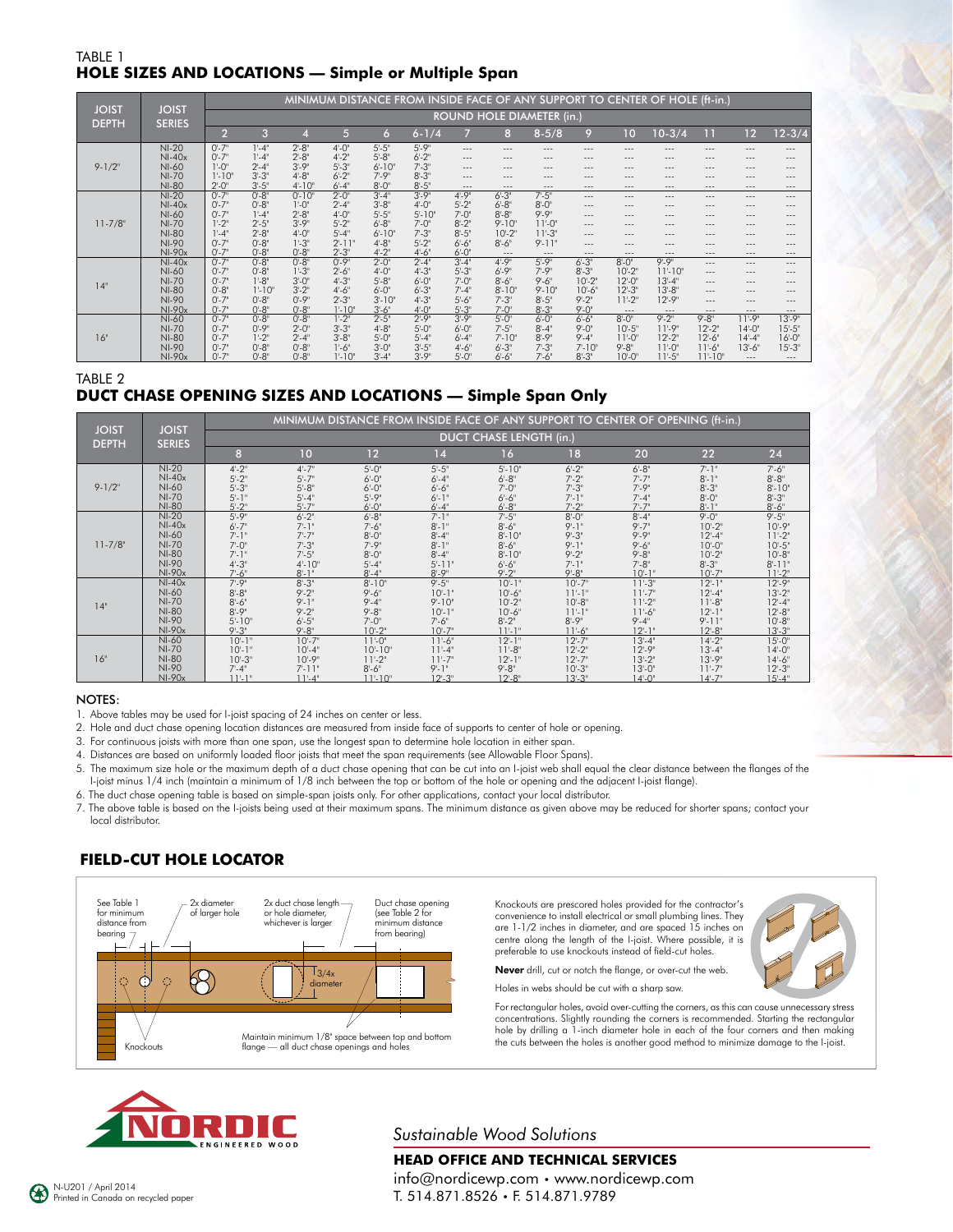TABLE 1

## HOLE SIZES AND LOCATIONS — Simple or Multiple Span

| JOIST DEPTH | JOIST SERIES | MINIMUM DISTANCE FROM INSIDE FACE OF ANY SUPPORT TO CENTER OF HOLE (ft-in.) | | | | | | | | | | | | | | |
|---|---|---|---|---|---|---|---|---|---|---|---|---|---|---|---|---|
| | | ROUND HOLE DIAMETER (in.) | | | | | | | | | | | | | | |
| | | 2 | 3 | 4 | 5 | 6 | 6-1/4 | 7 | 8 | 8-5/8 | 9 | 10 | 10-3/4 | 11 | 12 | 12-3/4 |
| 9-1/2" | NI-20 | 0'-7" | 1'-4" | 2'-8" | 4'-0" | 5'-5" | 5'-9" | --- | --- | --- | --- | --- | --- | --- | --- | --- |
| | NI-40x | 0'-7" | 1'-4" | 2'-8" | 4'-2" | 5'-8" | 6'-2" | --- | --- | --- | --- | --- | --- | --- | --- | --- |
| | NI-60 | 1'-0" | 2'-4" | 3'-9" | 5'-3" | 6'-10" | 7'-3" | --- | --- | --- | --- | --- | --- | --- | --- | --- |
| | NI-70 | 1'-10" | 3'-3" | 4'-8" | 6'-2" | 7'-9" | 8'-3" | --- | --- | --- | --- | --- | --- | --- | --- | --- |
| | NI-80 | 2'-0" | 3'-5" | 4'-10" | 6'-4" | 8'-0" | 8'-5" | --- | --- | --- | --- | --- | --- | --- | --- | --- |
| 11-7/8" | NI-20 | 0'-7" | 0'-8" | 0'-10" | 2'-0" | 3'-4" | 3'-9" | 4'-9" | 6'-3" | 7'-5" | --- | --- | --- | --- | --- | --- |
| | NI-40x | 0'-7" | 0'-8" | 1'-0" | 2'-4" | 3'-8" | 4'-0" | 5'-2" | 6'-8" | 8'-0" | --- | --- | --- | --- | --- | --- |
| | NI-60 | 0'-7" | 1'-4" | 2'-8" | 4'-0" | 5'-5" | 5'-10" | 7'-0" | 8'-8" | 9'-9" | --- | --- | --- | --- | --- | --- |
| | NI-70 | 1'-2" | 2'-5" | 3'-9" | 5'-2" | 6'-8" | 7'-0" | 8'-2" | 9'-10" | 11'-0" | --- | --- | --- | --- | --- | --- |
| | NI-80 | 1'-4" | 2'-8" | 4'-0" | 5'-4" | 6'-10" | 7'-3" | 8'-5" | 10'-2" | 11'-3" | --- | --- | --- | --- | --- | --- |
| | NI-90 | 0'-7" | 0'-8" | 1'-3" | 2'-11" | 4'-8" | 5'-2" | 6'-6" | 8'-6" | 9'-11" | --- | --- | --- | --- | --- | --- |
| | NI-90x | 0'-7" | 0'-8" | 0'-8" | 2'-3" | 4'-2" | 4'-6" | 6'-0" | --- | --- | --- | --- | --- | --- | --- | --- |
| 14" | NI-40x | 0'-7" | 0'-8" | 0'-8" | 1'-0" | 2'-0" | 2'-4" | 3'-4" | 4'-9" | 5'-9" | 6'-3" | 8'-0" | 9'-9" | --- | --- | --- |
| | NI-60 | 0'-7" | 0'-8" | 1'-3" | 2'-6" | 4'-0" | 4'-3" | 5'-3" | 6'-9" | 7'-9" | 8'-3" | 10'-2" | 11'-10" | --- | --- | --- |
| | NI-70 | 0'-7" | 1'-8" | 3'-0" | 4'-3" | 5'-8" | 6'-0" | 7'-0" | 8'-6" | 9'-6" | 10'-2" | 12'-0" | 13'-4" | --- | --- | --- |
| | NI-80 | 0'-8" | 1'-10" | 3'-2" | 4'-6" | 6'-0" | 6'-3" | 7'-4" | 8'-10" | 9'-10" | 10'-6" | 12'-3" | 13'-8" | --- | --- | --- |
| | NI-90 | 0'-7" | 0'-8" | 0'-9" | 2'-3" | 3'-10" | 4'-3" | 5'-6" | 7'-3" | 8'-5" | 9'-2" | 11'-2" | 12'-9" | --- | --- | --- |
| | NI-90x | 0'-7" | 0'-8" | 0'-8" | 1'-10" | 3'-6" | 4'-0" | 5'-3" | 7'-0" | 8'-3" | 9'-0" | --- | --- | --- | --- | --- |
| 16" | NI-60 | 0'-7" | 0'-8" | 0'-8" | 1'-2" | 2'-5" | 2'-9" | 3'-9" | 5'-0" | 6'-0" | 6'-6" | 8'-0" | 9'-2" | 9'-8" | 11'-9" | 13'-9" |
| | NI-70 | 0'-7" | 0'-9" | 2'-0" | 3'-3" | 4'-8" | 5'-0" | 6'-0" | 7'-5" | 8'-4" | 9'-0" | 10'-5" | 11'-9" | 12'-2" | 14'-0" | 15'-5" |
| | NI-80 | 0'-7" | 1'-2" | 2'-4" | 3'-8" | 5'-0" | 5'-4" | 6'-4" | 7'-10" | 8'-9" | 9'-4" | 11'-0" | 12'-2" | 12'-6" | 14'-4" | 16'-0" |
| | NI-90 | 0'-7" | 0'-8" | 0'-8" | 1'-6" | 3'-0" | 3'-5" | 4'-6" | 6'-3" | 7'-3" | 7'-10" | 9'-8" | 11'-0" | 11'-6" | 13'-6" | 15'-3" |
| | NI-90x | 0'-7" | 0'-8" | 0'-8" | 1'-10" | 3'-4" | 3'-9" | 5'-0" | 6'-6" | 7'-6" | 8'-3" | 10'-0" | 11'-5" | 11'-10" | --- | --- |

TABLE 2

## DUCT CHASE OPENING SIZES AND LOCATIONS — Simple Span Only

| JOIST DEPTH | JOIST SERIES | MINIMUM DISTANCE FROM INSIDE FACE OF ANY SUPPORT TO CENTER OF OPENING (ft-in.) | | | | | | | | |
|---|---|---|---|---|---|---|---|---|---|---|
| | | DUCT CHASE LENGTH (in.) | | | | | | | | |
| | | 8 | 10 | 12 | 14 | 16 | 18 | 20 | 22 | 24 |
| 9-1/2" | NI-20 | 4'-2" | 4'-7" | 5'-0" | 5'-5" | 5'-10" | 6'-2" | 6'-8" | 7'-1" | 7'-6" |
| | NI-40x | 5'-2" | 5'-7" | 6'-0" | 6'-4" | 6'-8" | 7'-2" | 7'-7" | 8'-1" | 8'-8" |
| | NI-60 | 5'-3" | 5'-8" | 6'-0" | 6'-6" | 7'-0" | 7'-3" | 7'-9" | 8'-3" | 8'-10" |
| | NI-70 | 5'-1" | 5'-4" | 5'-9" | 6'-1" | 6'-6" | 7'-1" | 7'-4" | 8'-0" | 8'-3" |
| | NI-80 | 5'-2" | 5'-7" | 6'-0" | 6'-4" | 6'-8" | 7'-2" | 7'-7" | 8'-1" | 8'-6" |
| 11-7/8" | NI-20 | 5'-9" | 6'-2" | 6'-8" | 7'-1" | 7'-5" | 8'-0" | 8'-4" | 9'-0" | 9'-5" |
| | NI-40x | 6'-7" | 7'-1" | 7'-6" | 8'-1" | 8'-6" | 9'-1" | 9'-7" | 10'-2" | 10'-9" |
| | NI-60 | 7'-1" | 7'-7" | 8'-0" | 8'-4" | 8'-10" | 9'-3" | 9'-9" | 12'-4" | 11'-2" |
| | NI-70 | 7'-0" | 7'-3" | 7'-9" | 8'-1" | 8'-6" | 9'-1" | 9'-6" | 10'-0" | 10'-5" |
| | NI-80 | 7'-1" | 7'-5" | 8'-0" | 8'-4" | 8'-10" | 9'-2" | 9'-8" | 10'-2" | 10'-8" |
| | NI-90 | 4'-3" | 4'-10" | 5'-4" | 5'-11" | 6'-6" | 7'-1" | 7'-8" | 8'-3" | 8'-11" |
| | NI-90x | 7'-6" | 8'-1" | 8'-4" | 8'-9" | 9'-2" | 9'-8" | 10'-1" | 10'-7" | 11'-2" |
| 14" | NI-40x | 7'-9" | 8'-3" | 8'-10" | 9'-5" | 10'-1" | 10'-7" | 11'-3" | 12'-1" | 12'-9" |
| | NI-60 | 8'-8" | 9'-2" | 9'-6" | 10'-1" | 10'-6" | 11'-1" | 11'-7" | 12'-4" | 13'-2" |
| | NI-70 | 8'-6" | 9'-1" | 9'-4" | 9'-10" | 10'-2" | 10'-8" | 11'-2" | 11'-8" | 12'-4" |
| | NI-80 | 8'-9" | 9'-2" | 9'-8" | 10'-1" | 10'-6" | 11'-1" | 11'-6" | 12'-1" | 12'-8" |
| | NI-90 | 5'-10" | 6'-5" | 7'-0" | 7'-6" | 8'-2" | 8'-9" | 9'-4" | 9'-11" | 10'-8" |
| | NI-90x | 9'-3" | 9'-8" | 10'-2" | 10'-7" | 11'-1" | 11'-6" | 12'-1" | 12'-8" | 13'-3" |
| 16" | NI-60 | 10'-1" | 10'-7" | 11'-0" | 11'-6" | 12'-1" | 12'-7" | 13'-4" | 14'-2" | 15'-0" |
| | NI-70 | 10'-1" | 10'-4" | 10'-10" | 11'-4" | 11'-8" | 12'-2" | 12'-9" | 13'-4" | 14'-0" |
| | NI-80 | 10'-3" | 10'-9" | 11'-2" | 11'-7" | 12'-1" | 12'-7" | 13'-2" | 13'-9" | 14'-6" |
| | NI-90 | 7'-4" | 7'-11" | 8'-6" | 9'-1" | 9'-8" | 10'-3" | 13'-0" | 11'-7" | 12'-3" |
| | NI-90x | 11'-1" | 11'-4" | 11'-10" | 12'-3" | 12'-8" | 13'-3" | 14'-0" | 14'-7" | 15'-4" |

### NOTES:

1. Above tables may be used for I-joist spacing of 24 inches on center or less.
2. Hole and duct chase opening location distances are measured from inside face of supports to center of hole or opening.
3. For continuous joists with more than one span, use the longest span to determine hole location in either span.
4. Distances are based on uniformly loaded floor joists that meet the span requirements (see Allowable Floor Spans).
5. The maximum size hole or the maximum depth of a duct chase opening that can be cut into an I-joist web shall equal the clear distance between the flanges of the I-joist minus 1/4 inch (maintain a minimum of 1/8 inch between the top or bottom of the hole or opening and the adjacent I-joist flange).
6. The duct chase opening table is based on simple-span joists only. For other applications, contact your local distributor.
7. The above table is based on the I-joists being used at their maximum spans. The minimum distance as given above may be reduced for shorter spans; contact your local distributor.

## FIELD-CUT HOLE LOCATOR

See Table 1 for minimum distance from bearing

2x diameter of larger hole

2x duct chase length or hole diameter, whichever is larger

Duct chase opening (see Table 2 for minimum distance from bearing)

3/4x diameter

Knockouts

Maintain minimum 1/8" space between top and bottom flange — all duct chase openings and holes

Knockouts are prescored holes provided for the contractor's convenience to install electrical or small plumbing lines. They are 1-1/2 inches in diameter, and are spaced 15 inches on centre along the length of the I-joist. Where possible, it is preferable to use knockouts instead of field-cut holes.

**Never** drill, cut or notch the flange, or over-cut the web.

Holes in webs should be cut with a sharp saw.

For rectangular holes, avoid over-cutting the corners, as this can cause unnecessary stress concentrations. Slightly rounding the corners is recommended. Starting the rectangular hole by drilling a 1-inch diameter hole in each of the four corners and then making the cuts between the holes is another good method to minimize damage to the I-joist.

NORDIC ENGINEERED WOOD

*Sustainable Wood Solutions*

**HEAD OFFICE AND TECHNICAL SERVICES**

info@nordicewp.com • www.nordicewp.com

T. 514.871.8526 • F. 514.871.9789

N-U201 / April 2014

Printed in Canada on recycled paper